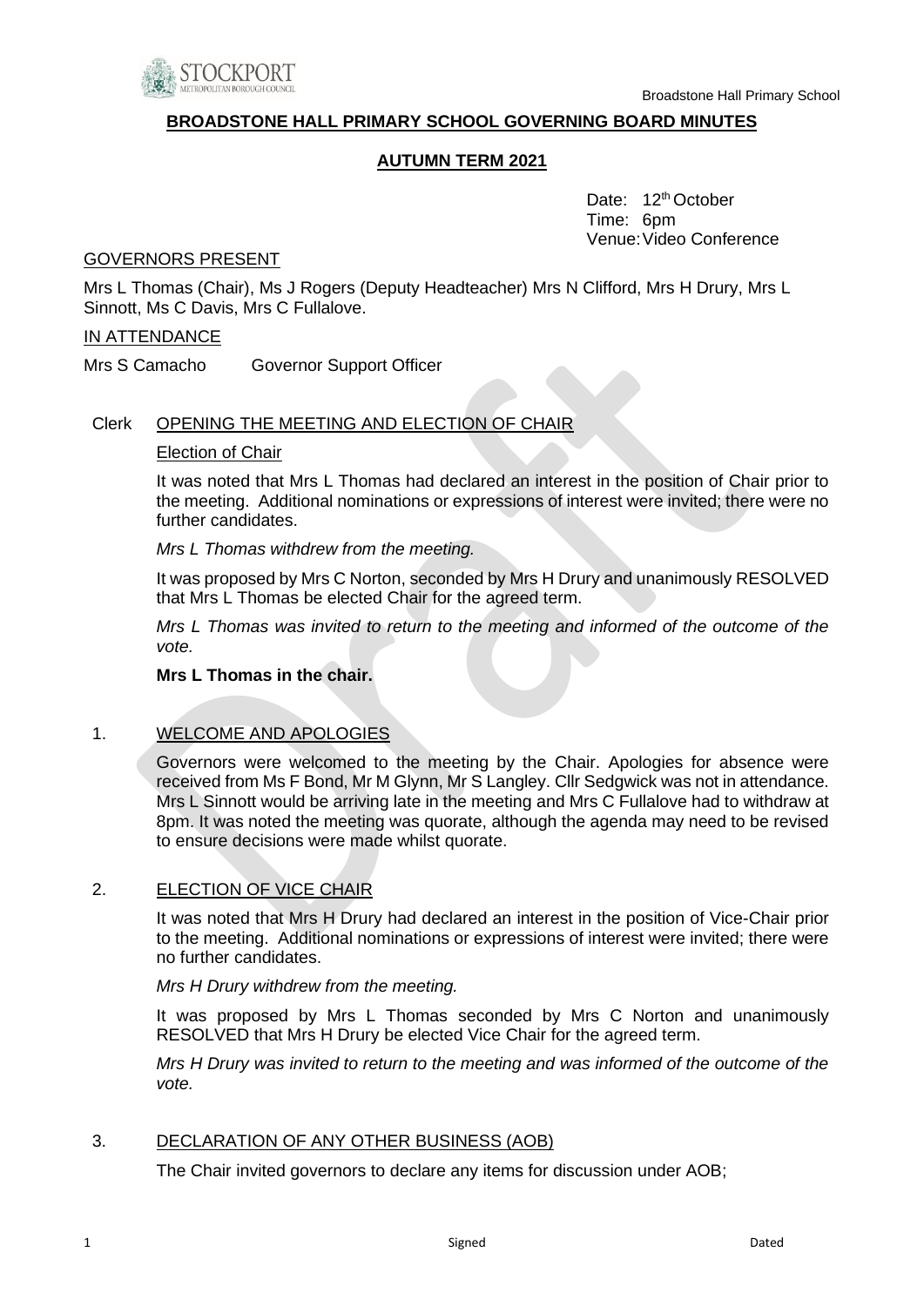# BROADSTONE HALL PRIMARY SCHOOL GOVERNING BOARD MINUTES

## AUTUMN TERM 2021

Date: 12th October
Time: 6pm
Venue: Video Conference

GOVERNORS PRESENT

Mrs L Thomas (Chair), Ms J Rogers (Deputy Headteacher) Mrs N Clifford, Mrs H Drury, Mrs L Sinnott, Ms C Davis, Mrs C Fullalove.

IN ATTENDANCE

Mrs S Camacho Governor Support Officer

Clerk OPENING THE MEETING AND ELECTION OF CHAIR

Election of Chair

It was noted that Mrs L Thomas had declared an interest in the position of Chair prior to the meeting. Additional nominations or expressions of interest were invited; there were no further candidates.

*Mrs L Thomas withdrew from the meeting.*

It was proposed by Mrs C Norton, seconded by Mrs H Drury and unanimously RESOLVED that Mrs L Thomas be elected Chair for the agreed term.

*Mrs L Thomas was invited to return to the meeting and informed of the outcome of the vote.*

**Mrs L Thomas in the chair.**

1. WELCOME AND APOLOGIES

Governors were welcomed to the meeting by the Chair. Apologies for absence were received from Ms F Bond, Mr M Glynn, Mr S Langley. Cllr Sedgwick was not in attendance. Mrs L Sinnott would be arriving late in the meeting and Mrs C Fullalove had to withdraw at 8pm. It was noted the meeting was quorate, although the agenda may need to be revised to ensure decisions were made whilst quorate.

2. ELECTION OF VICE CHAIR

It was noted that Mrs H Drury had declared an interest in the position of Vice-Chair prior to the meeting. Additional nominations or expressions of interest were invited; there were no further candidates.

*Mrs H Drury withdrew from the meeting.*

It was proposed by Mrs L Thomas seconded by Mrs C Norton and unanimously RESOLVED that Mrs H Drury be elected Vice Chair for the agreed term.

*Mrs H Drury was invited to return to the meeting and was informed of the outcome of the vote.*

3. DECLARATION OF ANY OTHER BUSINESS (AOB)

The Chair invited governors to declare any items for discussion under AOB;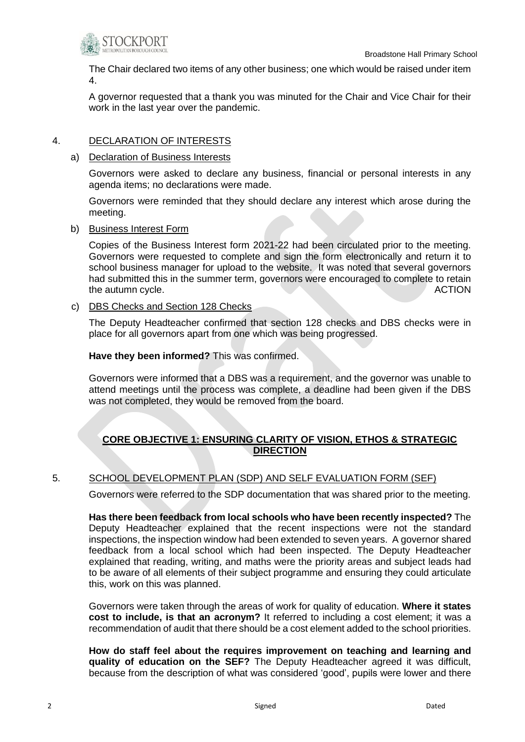The Chair declared two items of any other business; one which would be raised under item 4.

A governor requested that a thank you was minuted for the Chair and Vice Chair for their work in the last year over the pandemic.

## 4. DECLARATION OF INTERESTS

### a) Declaration of Business Interests

Governors were asked to declare any business, financial or personal interests in any agenda items; no declarations were made.

Governors were reminded that they should declare any interest which arose during the meeting.

### b) Business Interest Form

Copies of the Business Interest form 2021-22 had been circulated prior to the meeting. Governors were requested to complete and sign the form electronically and return it to school business manager for upload to the website. It was noted that several governors had submitted this in the summer term, governors were encouraged to complete to retain the autumn cycle. ACTION

### c) DBS Checks and Section 128 Checks

The Deputy Headteacher confirmed that section 128 checks and DBS checks were in place for all governors apart from one which was being progressed.

**Have they been informed?** This was confirmed.

Governors were informed that a DBS was a requirement, and the governor was unable to attend meetings until the process was complete, a deadline had been given if the DBS was not completed, they would be removed from the board.

## CORE OBJECTIVE 1: ENSURING CLARITY OF VISION, ETHOS & STRATEGIC DIRECTION

## 5. SCHOOL DEVELOPMENT PLAN (SDP) AND SELF EVALUATION FORM (SEF)

Governors were referred to the SDP documentation that was shared prior to the meeting.

**Has there been feedback from local schools who have been recently inspected?** The Deputy Headteacher explained that the recent inspections were not the standard inspections, the inspection window had been extended to seven years. A governor shared feedback from a local school which had been inspected. The Deputy Headteacher explained that reading, writing, and maths were the priority areas and subject leads had to be aware of all elements of their subject programme and ensuring they could articulate this, work on this was planned.

Governors were taken through the areas of work for quality of education. **Where it states cost to include, is that an acronym?** It referred to including a cost element; it was a recommendation of audit that there should be a cost element added to the school priorities.

**How do staff feel about the requires improvement on teaching and learning and quality of education on the SEF?** The Deputy Headteacher agreed it was difficult, because from the description of what was considered 'good', pupils were lower and there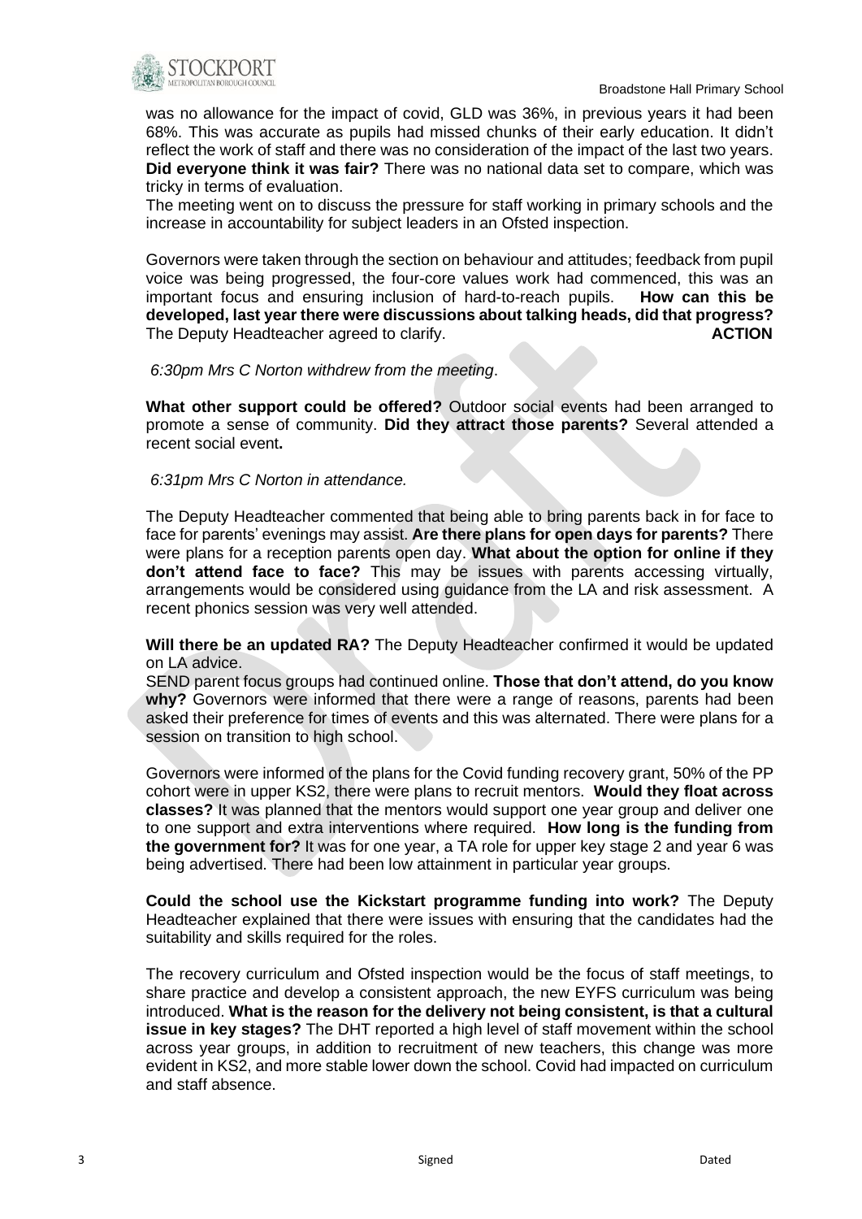was no allowance for the impact of covid, GLD was 36%, in previous years it had been 68%. This was accurate as pupils had missed chunks of their early education. It didn't reflect the work of staff and there was no consideration of the impact of the last two years. **Did everyone think it was fair?** There was no national data set to compare, which was tricky in terms of evaluation.

The meeting went on to discuss the pressure for staff working in primary schools and the increase in accountability for subject leaders in an Ofsted inspection.

Governors were taken through the section on behaviour and attitudes; feedback from pupil voice was being progressed, the four-core values work had commenced, this was an important focus and ensuring inclusion of hard-to-reach pupils. **How can this be developed, last year there were discussions about talking heads, did that progress?** The Deputy Headteacher agreed to clarify. **ACTION**

*6:30pm Mrs C Norton withdrew from the meeting.*

**What other support could be offered?** Outdoor social events had been arranged to promote a sense of community. **Did they attract those parents?** Several attended a recent social event**.**

*6:31pm Mrs C Norton in attendance.*

The Deputy Headteacher commented that being able to bring parents back in for face to face for parents' evenings may assist. **Are there plans for open days for parents?** There were plans for a reception parents open day. **What about the option for online if they don't attend face to face?** This may be issues with parents accessing virtually, arrangements would be considered using guidance from the LA and risk assessment. A recent phonics session was very well attended.

**Will there be an updated RA?** The Deputy Headteacher confirmed it would be updated on LA advice.
SEND parent focus groups had continued online. **Those that don't attend, do you know why?** Governors were informed that there were a range of reasons, parents had been asked their preference for times of events and this was alternated. There were plans for a session on transition to high school.

Governors were informed of the plans for the Covid funding recovery grant, 50% of the PP cohort were in upper KS2, there were plans to recruit mentors. **Would they float across classes?** It was planned that the mentors would support one year group and deliver one to one support and extra interventions where required. **How long is the funding from the government for?** It was for one year, a TA role for upper key stage 2 and year 6 was being advertised. There had been low attainment in particular year groups.

**Could the school use the Kickstart programme funding into work?** The Deputy Headteacher explained that there were issues with ensuring that the candidates had the suitability and skills required for the roles.

The recovery curriculum and Ofsted inspection would be the focus of staff meetings, to share practice and develop a consistent approach, the new EYFS curriculum was being introduced. **What is the reason for the delivery not being consistent, is that a cultural issue in key stages?** The DHT reported a high level of staff movement within the school across year groups, in addition to recruitment of new teachers, this change was more evident in KS2, and more stable lower down the school. Covid had impacted on curriculum and staff absence.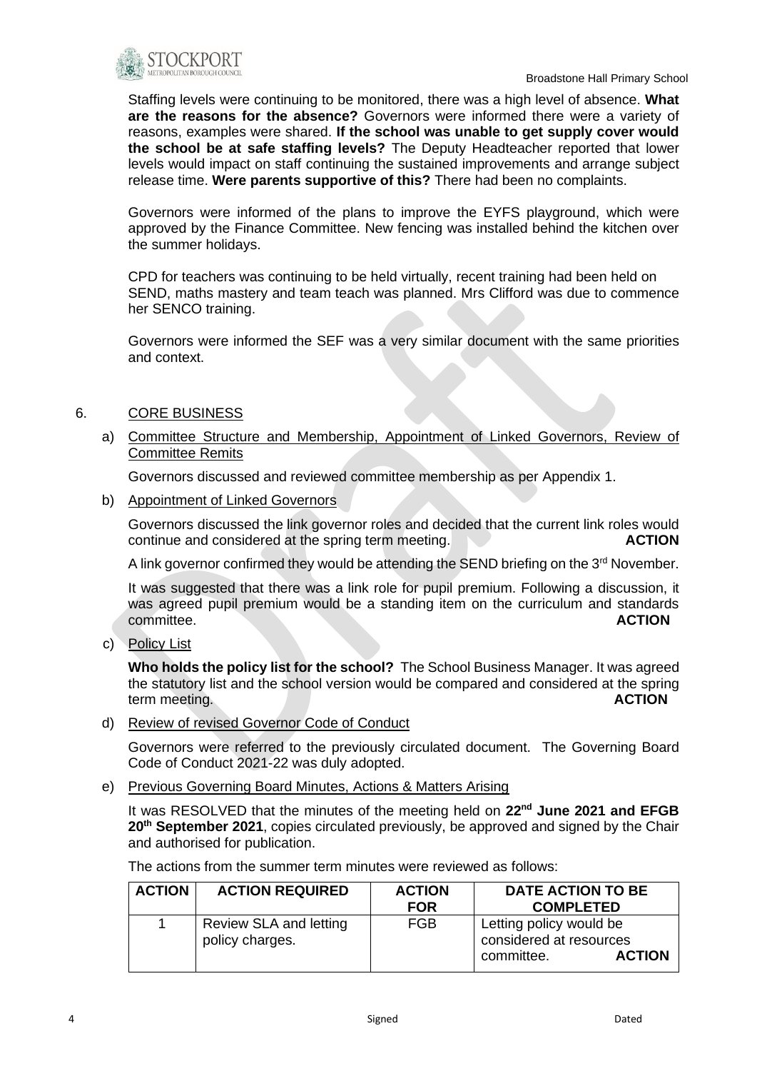Staffing levels were continuing to be monitored, there was a high level of absence. **What are the reasons for the absence?** Governors were informed there were a variety of reasons, examples were shared. **If the school was unable to get supply cover would the school be at safe staffing levels?** The Deputy Headteacher reported that lower levels would impact on staff continuing the sustained improvements and arrange subject release time. **Were parents supportive of this?** There had been no complaints.

Governors were informed of the plans to improve the EYFS playground, which were approved by the Finance Committee. New fencing was installed behind the kitchen over the summer holidays.

CPD for teachers was continuing to be held virtually, recent training had been held on SEND, maths mastery and team teach was planned. Mrs Clifford was due to commence her SENCO training.

Governors were informed the SEF was a very similar document with the same priorities and context.

6. CORE BUSINESS

a) Committee Structure and Membership, Appointment of Linked Governors, Review of Committee Remits

Governors discussed and reviewed committee membership as per Appendix 1.

b) Appointment of Linked Governors

Governors discussed the link governor roles and decided that the current link roles would continue and considered at the spring term meeting. **ACTION**

A link governor confirmed they would be attending the SEND briefing on the 3rd November.

It was suggested that there was a link role for pupil premium. Following a discussion, it was agreed pupil premium would be a standing item on the curriculum and standards committee. **ACTION**

c) Policy List

**Who holds the policy list for the school?** The School Business Manager. It was agreed the statutory list and the school version would be compared and considered at the spring term meeting. **ACTION**

d) Review of revised Governor Code of Conduct

Governors were referred to the previously circulated document. The Governing Board Code of Conduct 2021-22 was duly adopted.

e) Previous Governing Board Minutes, Actions & Matters Arising

It was RESOLVED that the minutes of the meeting held on **22nd June 2021 and EFGB 20th September 2021**, copies circulated previously, be approved and signed by the Chair and authorised for publication.

The actions from the summer term minutes were reviewed as follows:

| ACTION | ACTION REQUIRED | ACTION FOR | DATE ACTION TO BE COMPLETED |
|---|---|---|---|
| 1 | Review SLA and letting policy charges. | FGB | Letting policy would be considered at resources committee. **ACTION** |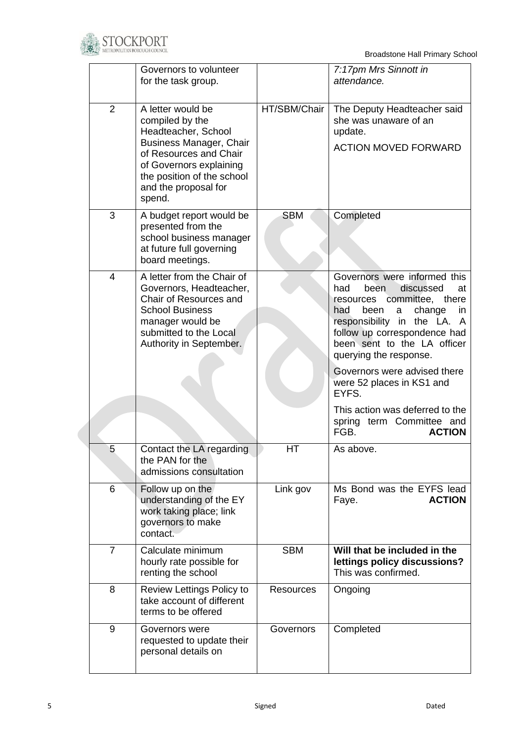| | | | |
|---|---|---|---|
| | Governors to volunteer for the task group. | | *7:17pm Mrs Sinnott in attendance.* |
| 2 | A letter would be compiled by the Headteacher, School Business Manager, Chair of Resources and Chair of Governors explaining the position of the school and the proposal for spend. | HT/SBM/Chair | The Deputy Headteacher said she was unaware of an update.<br>ACTION MOVED FORWARD |
| 3 | A budget report would be presented from the school business manager at future full governing board meetings. | SBM | Completed |
| 4 | A letter from the Chair of Governors, Headteacher, Chair of Resources and School Business manager would be submitted to the Local Authority in September. | | Governors were informed this had been discussed at resources committee, there had been a change in responsibility in the LA. A follow up correspondence had been sent to the LA officer querying the response.<br>Governors were advised there were 52 places in KS1 and EYFS.<br>This action was deferred to the spring term Committee and FGB. **ACTION** |
| 5 | Contact the LA regarding the PAN for the admissions consultation | HT | As above. |
| 6 | Follow up on the understanding of the EY work taking place; link governors to make contact. | Link gov | Ms Bond was the EYFS lead Faye. **ACTION** |
| 7 | Calculate minimum hourly rate possible for renting the school | SBM | **Will that be included in the lettings policy discussions?** This was confirmed. |
| 8 | Review Lettings Policy to take account of different terms to be offered | Resources | Ongoing |
| 9 | Governors were requested to update their personal details on | Governors | Completed |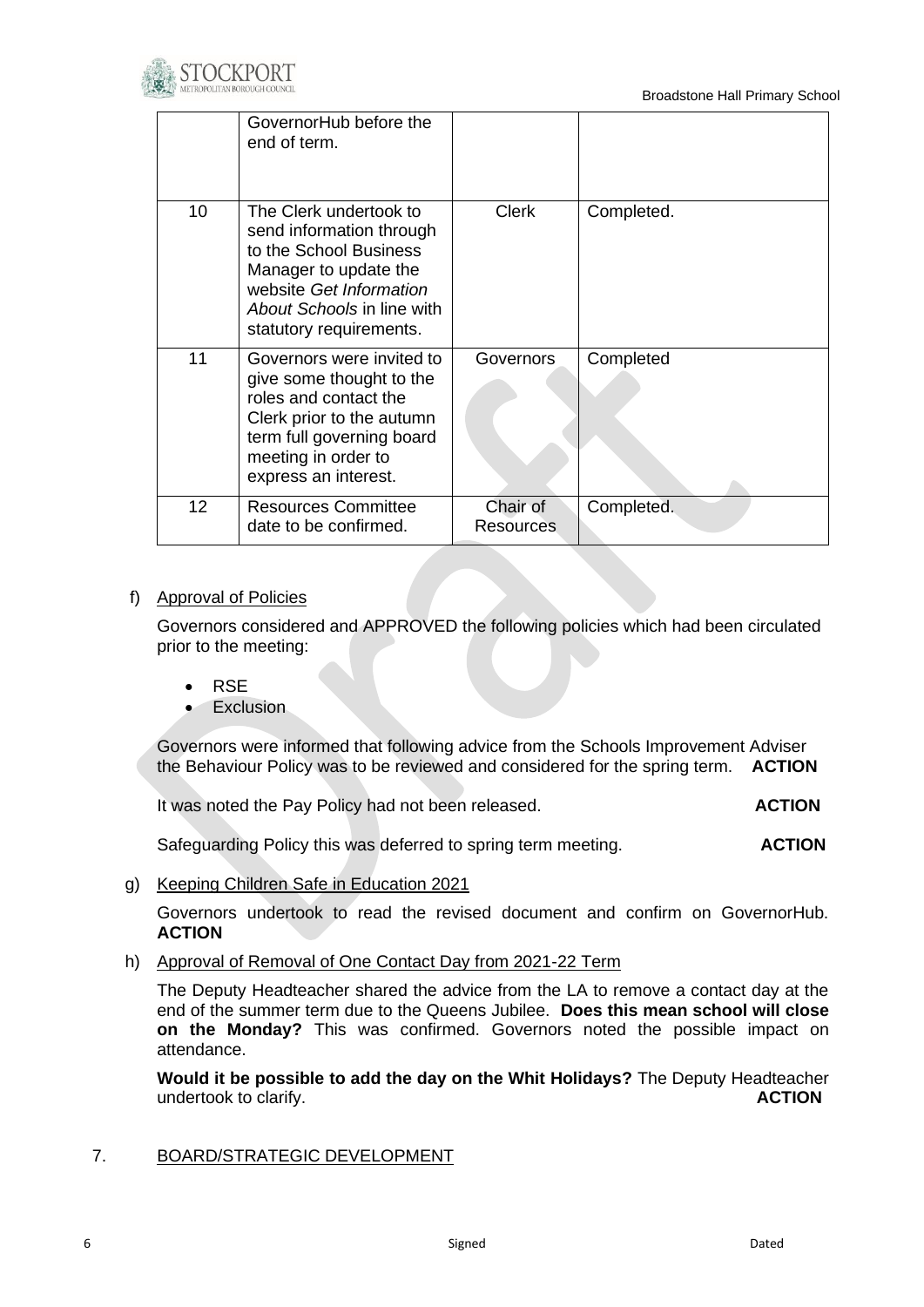|  | GovernorHub before the end of term. |  |  |
|---|---|---|---|
| 10 | The Clerk undertook to send information through to the School Business Manager to update the website *Get Information About Schools* in line with statutory requirements. | Clerk | Completed. |
| 11 | Governors were invited to give some thought to the roles and contact the Clerk prior to the autumn term full governing board meeting in order to express an interest. | Governors | Completed |
| 12 | Resources Committee date to be confirmed. | Chair of Resources | Completed. |

f) Approval of Policies

Governors considered and APPROVED the following policies which had been circulated prior to the meeting:

- RSE
- Exclusion

Governors were informed that following advice from the Schools Improvement Adviser the Behaviour Policy was to be reviewed and considered for the spring term. **ACTION**

It was noted the Pay Policy had not been released. **ACTION**

Safeguarding Policy this was deferred to spring term meeting. **ACTION**

g) Keeping Children Safe in Education 2021

Governors undertook to read the revised document and confirm on GovernorHub. **ACTION**

h) Approval of Removal of One Contact Day from 2021-22 Term

The Deputy Headteacher shared the advice from the LA to remove a contact day at the end of the summer term due to the Queens Jubilee. **Does this mean school will close on the Monday?** This was confirmed. Governors noted the possible impact on attendance.

**Would it be possible to add the day on the Whit Holidays?** The Deputy Headteacher undertook to clarify. **ACTION**

## 7. BOARD/STRATEGIC DEVELOPMENT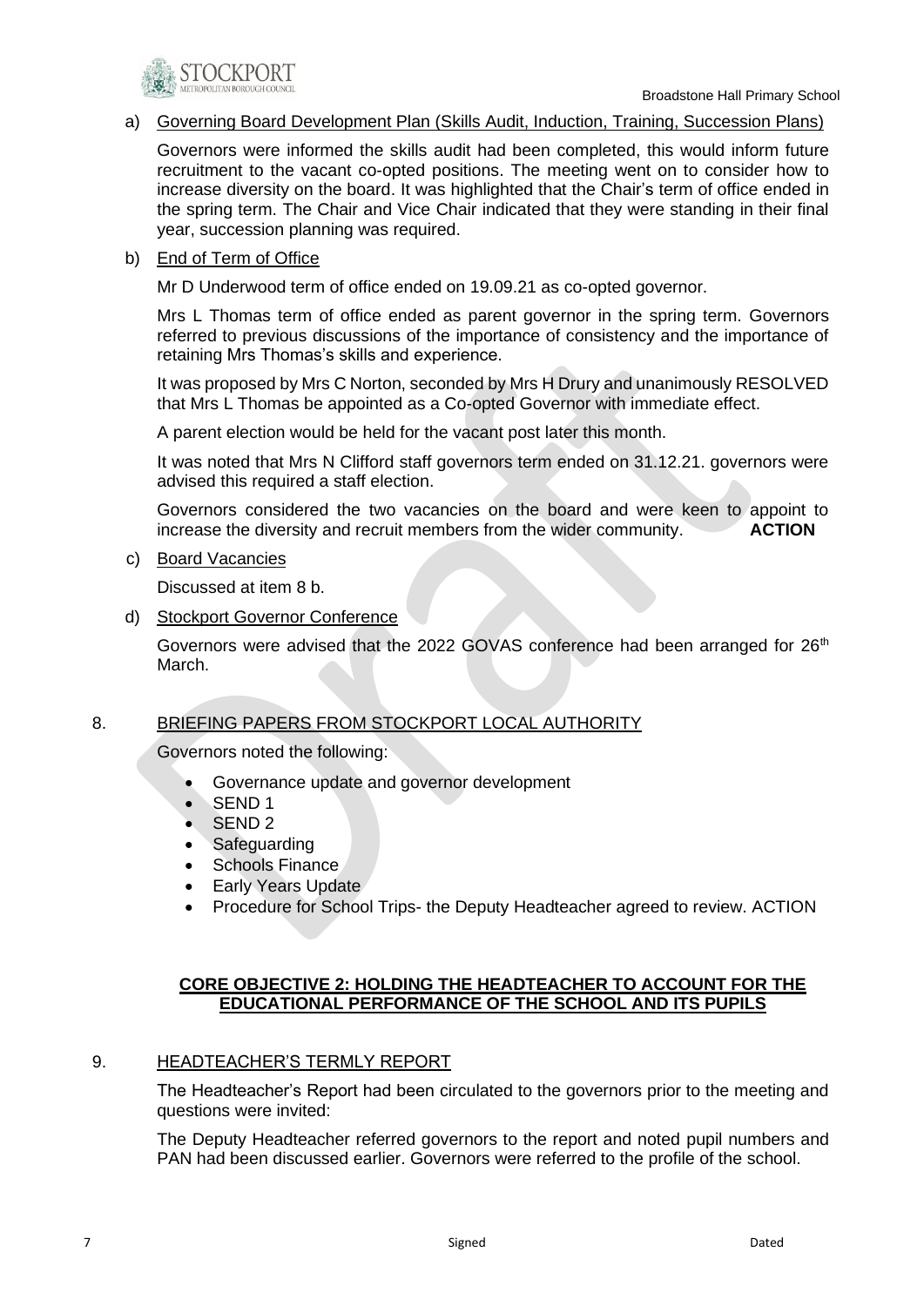a) Governing Board Development Plan (Skills Audit, Induction, Training, Succession Plans)

Governors were informed the skills audit had been completed, this would inform future recruitment to the vacant co-opted positions. The meeting went on to consider how to increase diversity on the board. It was highlighted that the Chair's term of office ended in the spring term. The Chair and Vice Chair indicated that they were standing in their final year, succession planning was required.

b) End of Term of Office

Mr D Underwood term of office ended on 19.09.21 as co-opted governor.

Mrs L Thomas term of office ended as parent governor in the spring term. Governors referred to previous discussions of the importance of consistency and the importance of retaining Mrs Thomas's skills and experience.

It was proposed by Mrs C Norton, seconded by Mrs H Drury and unanimously RESOLVED that Mrs L Thomas be appointed as a Co-opted Governor with immediate effect.

A parent election would be held for the vacant post later this month.

It was noted that Mrs N Clifford staff governors term ended on 31.12.21. governors were advised this required a staff election.

Governors considered the two vacancies on the board and were keen to appoint to increase the diversity and recruit members from the wider community. **ACTION**

c) Board Vacancies

Discussed at item 8 b.

d) Stockport Governor Conference

Governors were advised that the 2022 GOVAS conference had been arranged for 26th March.

## 8. BRIEFING PAPERS FROM STOCKPORT LOCAL AUTHORITY

Governors noted the following:

- Governance update and governor development
- SEND 1
- SEND 2
- Safeguarding
- Schools Finance
- Early Years Update
- Procedure for School Trips- the Deputy Headteacher agreed to review. ACTION

## CORE OBJECTIVE 2: HOLDING THE HEADTEACHER TO ACCOUNT FOR THE EDUCATIONAL PERFORMANCE OF THE SCHOOL AND ITS PUPILS

## 9. HEADTEACHER'S TERMLY REPORT

The Headteacher's Report had been circulated to the governors prior to the meeting and questions were invited:

The Deputy Headteacher referred governors to the report and noted pupil numbers and PAN had been discussed earlier. Governors were referred to the profile of the school.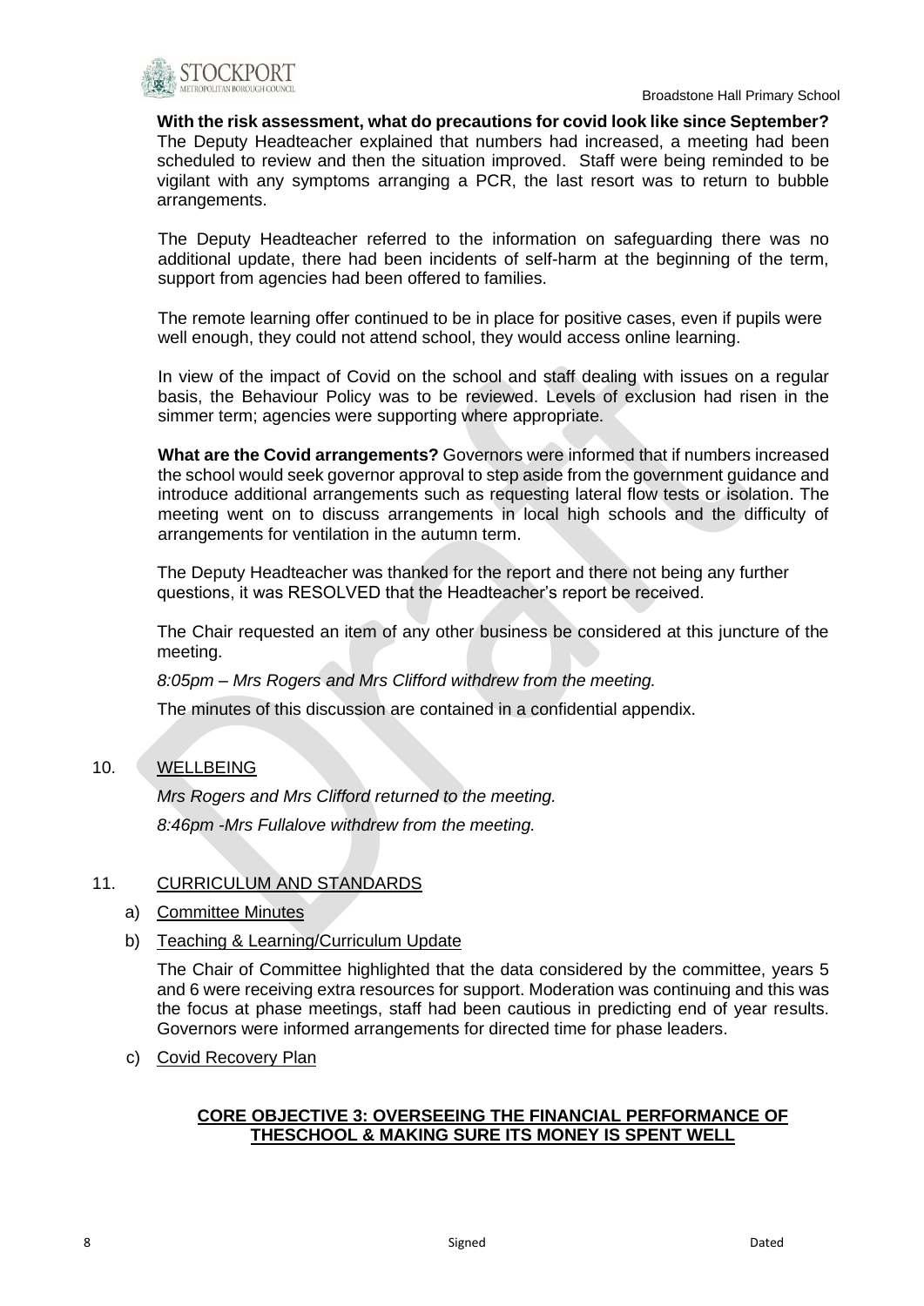**With the risk assessment, what do precautions for covid look like since September?** The Deputy Headteacher explained that numbers had increased, a meeting had been scheduled to review and then the situation improved. Staff were being reminded to be vigilant with any symptoms arranging a PCR, the last resort was to return to bubble arrangements.

The Deputy Headteacher referred to the information on safeguarding there was no additional update, there had been incidents of self-harm at the beginning of the term, support from agencies had been offered to families.

The remote learning offer continued to be in place for positive cases, even if pupils were well enough, they could not attend school, they would access online learning.

In view of the impact of Covid on the school and staff dealing with issues on a regular basis, the Behaviour Policy was to be reviewed. Levels of exclusion had risen in the simmer term; agencies were supporting where appropriate.

**What are the Covid arrangements?** Governors were informed that if numbers increased the school would seek governor approval to step aside from the government guidance and introduce additional arrangements such as requesting lateral flow tests or isolation. The meeting went on to discuss arrangements in local high schools and the difficulty of arrangements for ventilation in the autumn term.

The Deputy Headteacher was thanked for the report and there not being any further questions, it was RESOLVED that the Headteacher's report be received.

The Chair requested an item of any other business be considered at this juncture of the meeting.

*8:05pm – Mrs Rogers and Mrs Clifford withdrew from the meeting.*

The minutes of this discussion are contained in a confidential appendix.

10. WELLBEING

*Mrs Rogers and Mrs Clifford returned to the meeting.*

*8:46pm -Mrs Fullalove withdrew from the meeting.*

11. CURRICULUM AND STANDARDS

a) Committee Minutes

b) Teaching & Learning/Curriculum Update

The Chair of Committee highlighted that the data considered by the committee, years 5 and 6 were receiving extra resources for support. Moderation was continuing and this was the focus at phase meetings, staff had been cautious in predicting end of year results. Governors were informed arrangements for directed time for phase leaders.

c) Covid Recovery Plan

**CORE OBJECTIVE 3: OVERSEEING THE FINANCIAL PERFORMANCE OF THESCHOOL & MAKING SURE ITS MONEY IS SPENT WELL**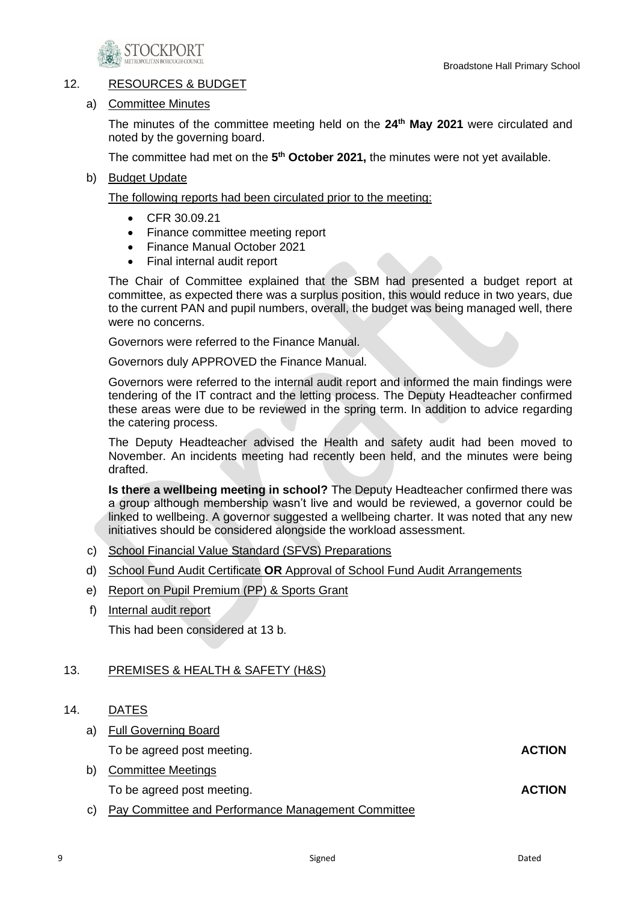## 12. RESOURCES & BUDGET

### a) Committee Minutes

The minutes of the committee meeting held on the **24th May 2021** were circulated and noted by the governing board.

The committee had met on the **5th October 2021,** the minutes were not yet available.

### b) Budget Update

The following reports had been circulated prior to the meeting:

- CFR 30.09.21
- Finance committee meeting report
- Finance Manual October 2021
- Final internal audit report

The Chair of Committee explained that the SBM had presented a budget report at committee, as expected there was a surplus position, this would reduce in two years, due to the current PAN and pupil numbers, overall, the budget was being managed well, there were no concerns.

Governors were referred to the Finance Manual.

Governors duly APPROVED the Finance Manual.

Governors were referred to the internal audit report and informed the main findings were tendering of the IT contract and the letting process. The Deputy Headteacher confirmed these areas were due to be reviewed in the spring term. In addition to advice regarding the catering process.

The Deputy Headteacher advised the Health and safety audit had been moved to November. An incidents meeting had recently been held, and the minutes were being drafted.

**Is there a wellbeing meeting in school?** The Deputy Headteacher confirmed there was a group although membership wasn't live and would be reviewed, a governor could be linked to wellbeing. A governor suggested a wellbeing charter. It was noted that any new initiatives should be considered alongside the workload assessment.

### c) School Financial Value Standard (SFVS) Preparations

### d) School Fund Audit Certificate **OR** Approval of School Fund Audit Arrangements

### e) Report on Pupil Premium (PP) & Sports Grant

### f) Internal audit report

This had been considered at 13 b.

## 13. PREMISES & HEALTH & SAFETY (H&S)

## 14. DATES

### a) Full Governing Board

To be agreed post meeting. **ACTION**

### b) Committee Meetings

To be agreed post meeting. **ACTION**

### c) Pay Committee and Performance Management Committee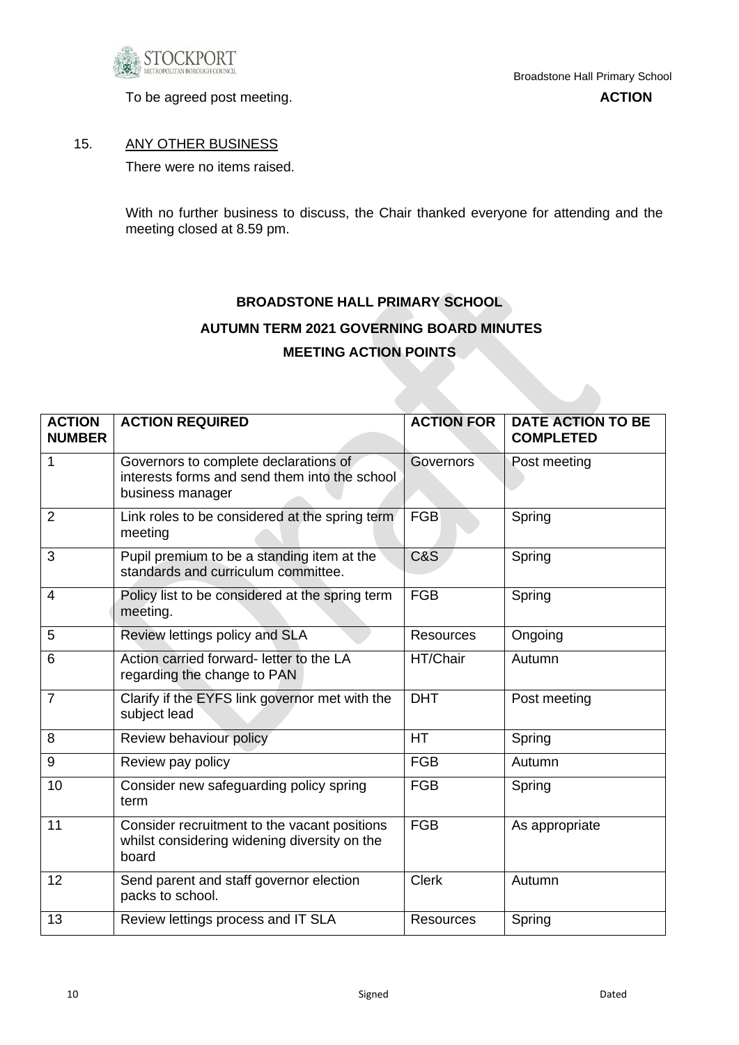To be agreed post meeting. **ACTION**

15. <u>ANY OTHER BUSINESS</u>

There were no items raised.

With no further business to discuss, the Chair thanked everyone for attending and the meeting closed at 8.59 pm.

**BROADSTONE HALL PRIMARY SCHOOL**

**AUTUMN TERM 2021 GOVERNING BOARD MINUTES**

**MEETING ACTION POINTS**

| ACTION NUMBER | ACTION REQUIRED | ACTION FOR | DATE ACTION TO BE COMPLETED |
|---|---|---|---|
| 1 | Governors to complete declarations of interests forms and send them into the school business manager | Governors | Post meeting |
| 2 | Link roles to be considered at the spring term meeting | FGB | Spring |
| 3 | Pupil premium to be a standing item at the standards and curriculum committee. | C&S | Spring |
| 4 | Policy list to be considered at the spring term meeting. | FGB | Spring |
| 5 | Review lettings policy and SLA | Resources | Ongoing |
| 6 | Action carried forward- letter to the LA regarding the change to PAN | HT/Chair | Autumn |
| 7 | Clarify if the EYFS link governor met with the subject lead | DHT | Post meeting |
| 8 | Review behaviour policy | HT | Spring |
| 9 | Review pay policy | FGB | Autumn |
| 10 | Consider new safeguarding policy spring term | FGB | Spring |
| 11 | Consider recruitment to the vacant positions whilst considering widening diversity on the board | FGB | As appropriate |
| 12 | Send parent and staff governor election packs to school. | Clerk | Autumn |
| 13 | Review lettings process and IT SLA | Resources | Spring |

Signed Dated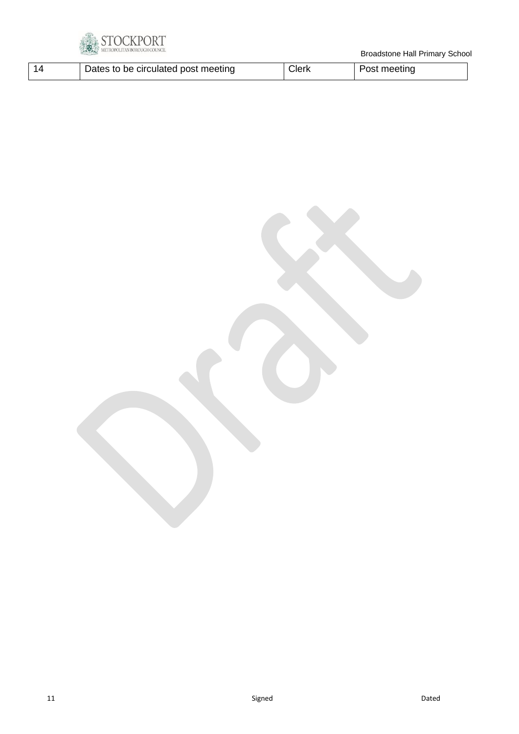| 14 | Dates to be circulated post meeting | Clerk | Post meeting |
|---|---|---|---|

Signed Dated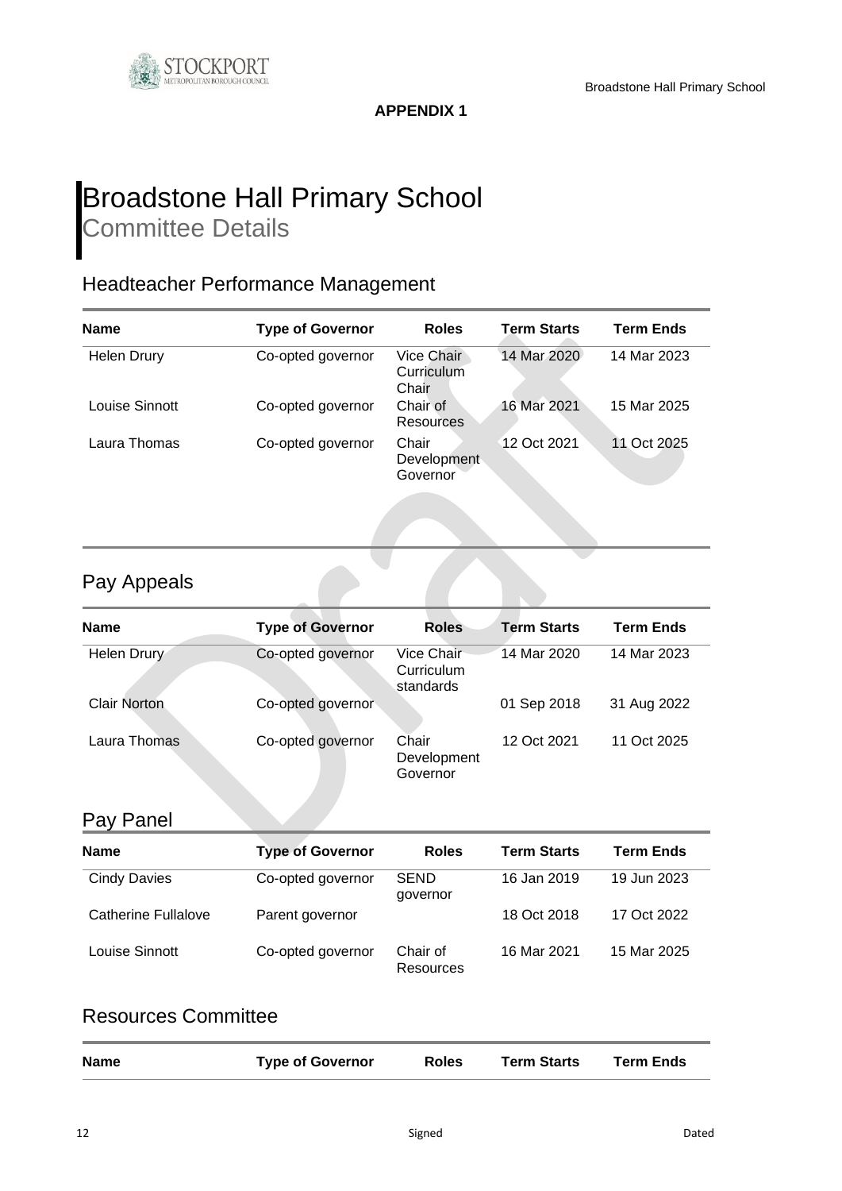**APPENDIX 1**

# Broadstone Hall Primary School

## Committee Details

### Headteacher Performance Management

| Name | Type of Governor | Roles | Term Starts | Term Ends |
|---|---|---|---|---|
| Helen Drury | Co-opted governor | Vice Chair Curriculum Chair | 14 Mar 2020 | 14 Mar 2023 |
| Louise Sinnott | Co-opted governor | Chair of Resources | 16 Mar 2021 | 15 Mar 2025 |
| Laura Thomas | Co-opted governor | Chair Development Governor | 12 Oct 2021 | 11 Oct 2025 |

### Pay Appeals

| Name | Type of Governor | Roles | Term Starts | Term Ends |
|---|---|---|---|---|
| Helen Drury | Co-opted governor | Vice Chair Curriculum standards | 14 Mar 2020 | 14 Mar 2023 |
| Clair Norton | Co-opted governor | | 01 Sep 2018 | 31 Aug 2022 |
| Laura Thomas | Co-opted governor | Chair Development Governor | 12 Oct 2021 | 11 Oct 2025 |

### Pay Panel

| Name | Type of Governor | Roles | Term Starts | Term Ends |
|---|---|---|---|---|
| Cindy Davies | Co-opted governor | SEND governor | 16 Jan 2019 | 19 Jun 2023 |
| Catherine Fullalove | Parent governor | | 18 Oct 2018 | 17 Oct 2022 |
| Louise Sinnott | Co-opted governor | Chair of Resources | 16 Mar 2021 | 15 Mar 2025 |

### Resources Committee

| Name | Type of Governor | Roles | Term Starts | Term Ends |
|---|---|---|---|---|

Signed Dated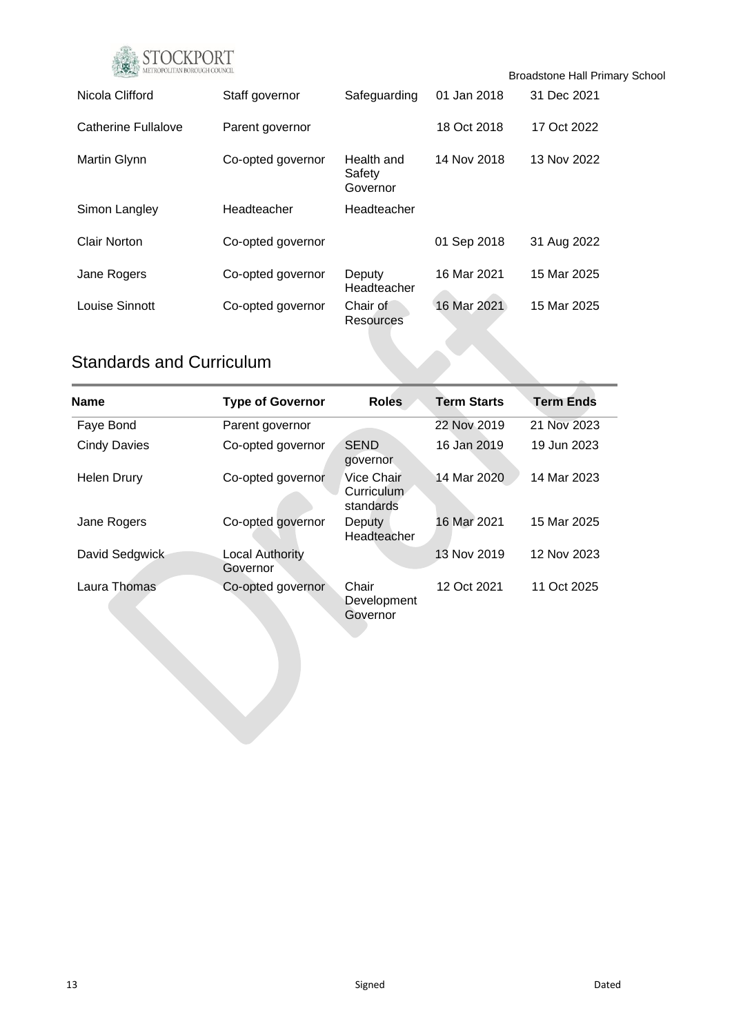| | | | | |
|---|---|---|---|---|
| Nicola Clifford | Staff governor | Safeguarding | 01 Jan 2018 | 31 Dec 2021 |
| Catherine Fullalove | Parent governor | | 18 Oct 2018 | 17 Oct 2022 |
| Martin Glynn | Co-opted governor | Health and Safety Governor | 14 Nov 2018 | 13 Nov 2022 |
| Simon Langley | Headteacher | Headteacher | | |
| Clair Norton | Co-opted governor | | 01 Sep 2018 | 31 Aug 2022 |
| Jane Rogers | Co-opted governor | Deputy Headteacher | 16 Mar 2021 | 15 Mar 2025 |
| Louise Sinnott | Co-opted governor | Chair of Resources | 16 Mar 2021 | 15 Mar 2025 |

## Standards and Curriculum

| Name | Type of Governor | Roles | Term Starts | Term Ends |
|---|---|---|---|---|
| Faye Bond | Parent governor | | 22 Nov 2019 | 21 Nov 2023 |
| Cindy Davies | Co-opted governor | SEND governor | 16 Jan 2019 | 19 Jun 2023 |
| Helen Drury | Co-opted governor | Vice Chair Curriculum standards | 14 Mar 2020 | 14 Mar 2023 |
| Jane Rogers | Co-opted governor | Deputy Headteacher | 16 Mar 2021 | 15 Mar 2025 |
| David Sedgwick | Local Authority Governor | | 13 Nov 2019 | 12 Nov 2023 |
| Laura Thomas | Co-opted governor | Chair Development Governor | 12 Oct 2021 | 11 Oct 2025 |

Signed Dated